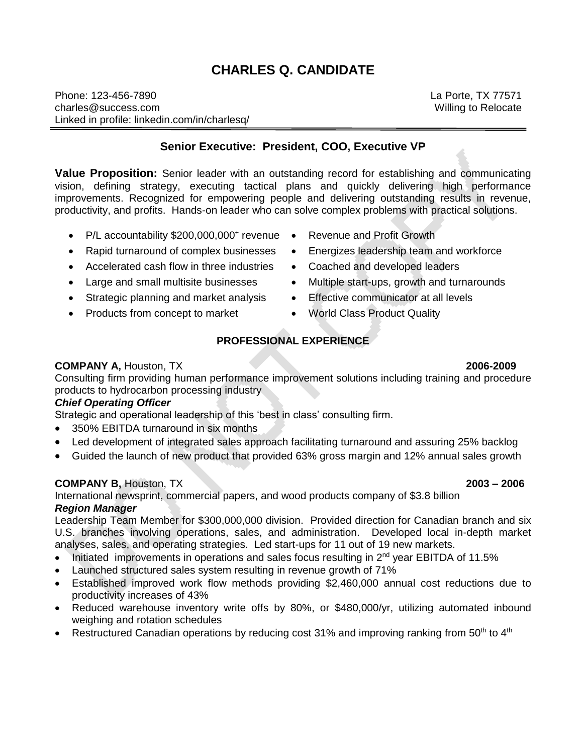# CHARLES Q. CANDIDATE

Phone: 123-456-7890
charles@success.com
Linked in profile: linkedin.com/in/charlesq/

La Porte, TX 77571
Willing to Relocate

## Senior Executive: President, COO, Executive VP

**Value Proposition:** Senior leader with an outstanding record for establishing and communicating vision, defining strategy, executing tactical plans and quickly delivering high performance improvements. Recognized for empowering people and delivering outstanding results in revenue, productivity, and profits. Hands-on leader who can solve complex problems with practical solutions.

- P/L accountability $200,000,000$^+$ revenue
- Rapid turnaround of complex businesses
- Accelerated cash flow in three industries
- Large and small multisite businesses
- Strategic planning and market analysis
- Products from concept to market
- Revenue and Profit Growth
- Energizes leadership team and workforce
- Coached and developed leaders
- Multiple start-ups, growth and turnarounds
- Effective communicator at all levels
- World Class Product Quality

## PROFESSIONAL EXPERIENCE

**COMPANY A,** Houston, TX **2006-2009**

Consulting firm providing human performance improvement solutions including training and procedure products to hydrocarbon processing industry

***Chief Operating Officer***

Strategic and operational leadership of this 'best in class' consulting firm.

- 350% EBITDA turnaround in six months
- Led development of integrated sales approach facilitating turnaround and assuring 25% backlog
- Guided the launch of new product that provided 63% gross margin and 12% annual sales growth

**COMPANY B,** Houston, TX **2003 – 2006**

International newsprint, commercial papers, and wood products company of $3.8 billion

***Region Manager***

Leadership Team Member for $300,000,000 division. Provided direction for Canadian branch and six U.S. branches involving operations, sales, and administration. Developed local in-depth market analyses, sales, and operating strategies. Led start-ups for 11 out of 19 new markets.

- Initiated improvements in operations and sales focus resulting in 2$^{nd}$ year EBITDA of 11.5%
- Launched structured sales system resulting in revenue growth of 71%
- Established improved work flow methods providing $2,460,000 annual cost reductions due to productivity increases of 43%
- Reduced warehouse inventory write offs by 80%, or $480,000/yr, utilizing automated inbound weighing and rotation schedules
- Restructured Canadian operations by reducing cost 31% and improving ranking from 50$^{th}$ to 4$^{th}$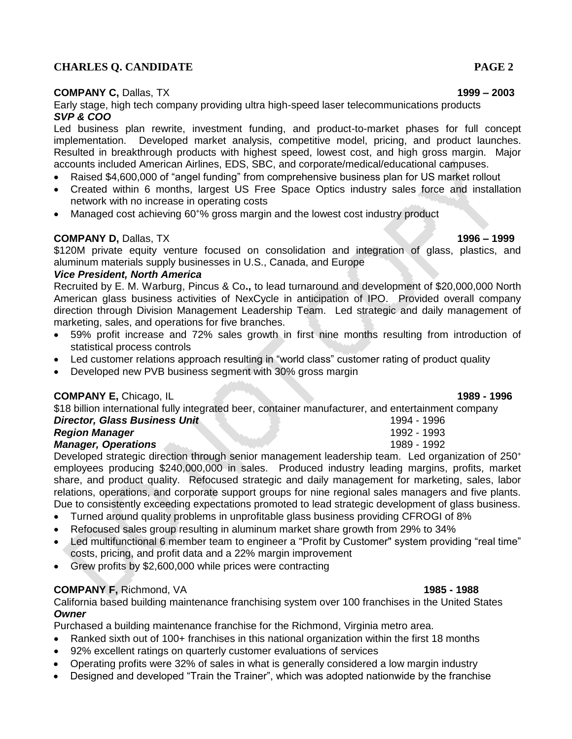**COMPANY C,** Dallas, TX **1999 – 2003**

Early stage, high tech company providing ultra high-speed laser telecommunications products

***SVP & COO***

Led business plan rewrite, investment funding, and product-to-market phases for full concept implementation. Developed market analysis, competitive model, pricing, and product launches. Resulted in breakthrough products with highest speed, lowest cost, and high gross margin. Major accounts included American Airlines, EDS, SBC, and corporate/medical/educational campuses.

- Raised $4,600,000 of "angel funding" from comprehensive business plan for US market rollout
- Created within 6 months, largest US Free Space Optics industry sales force and installation network with no increase in operating costs
- Managed cost achieving 60+% gross margin and the lowest cost industry product

**COMPANY D,** Dallas, TX **1996 – 1999**

$120M private equity venture focused on consolidation and integration of glass, plastics, and aluminum materials supply businesses in U.S., Canada, and Europe

***Vice President, North America***

Recruited by E. M. Warburg, Pincus & Co**.,** to lead turnaround and development of $20,000,000 North American glass business activities of NexCycle in anticipation of IPO. Provided overall company direction through Division Management Leadership Team. Led strategic and daily management of marketing, sales, and operations for five branches.

- 59% profit increase and 72% sales growth in first nine months resulting from introduction of statistical process controls
- Led customer relations approach resulting in "world class" customer rating of product quality
- Developed new PVB business segment with 30% gross margin

**COMPANY E,** Chicago, IL **1989 - 1996**

$18 billion international fully integrated beer, container manufacturer, and entertainment company

***Director, Glass Business Unit*** 1994 - 1996

***Region Manager*** 1992 - 1993

***Manager, Operations*** 1989 - 1992

Developed strategic direction through senior management leadership team. Led organization of 250+ employees producing $240,000,000 in sales. Produced industry leading margins, profits, market share, and product quality. Refocused strategic and daily management for marketing, sales, labor relations, operations, and corporate support groups for nine regional sales managers and five plants. Due to consistently exceeding expectations promoted to lead strategic development of glass business.

- Turned around quality problems in unprofitable glass business providing CFROGI of 8%
- Refocused sales group resulting in aluminum market share growth from 29% to 34%
- Led multifunctional 6 member team to engineer a "Profit by Customer" system providing "real time" costs, pricing, and profit data and a 22% margin improvement
- Grew profits by $2,600,000 while prices were contracting

**COMPANY F,** Richmond, VA **1985 - 1988**

California based building maintenance franchising system over 100 franchises in the United States

***Owner***

Purchased a building maintenance franchise for the Richmond, Virginia metro area.

- Ranked sixth out of 100+ franchises in this national organization within the first 18 months
- 92% excellent ratings on quarterly customer evaluations of services
- Operating profits were 32% of sales in what is generally considered a low margin industry
- Designed and developed "Train the Trainer", which was adopted nationwide by the franchise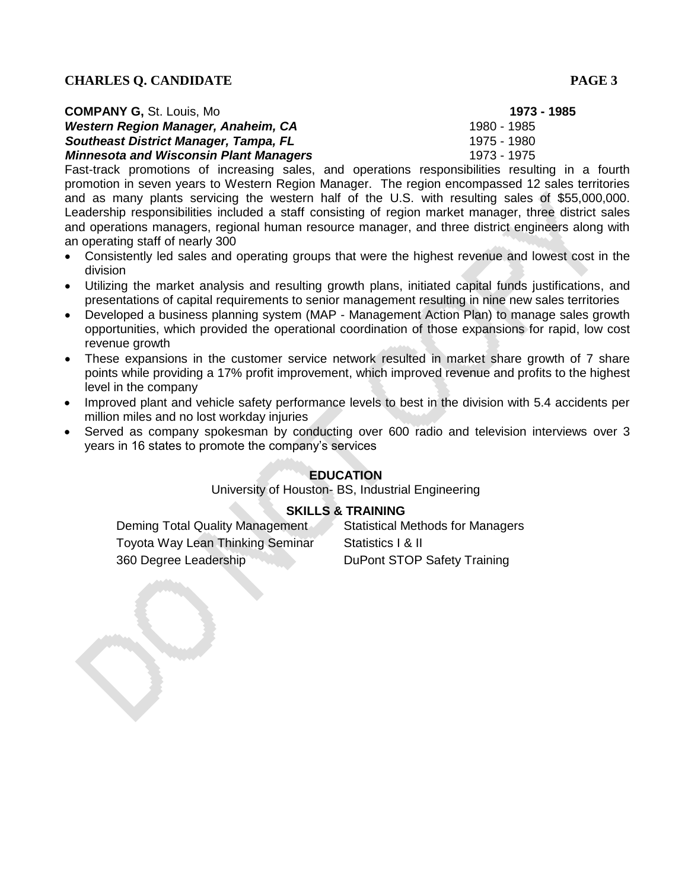**COMPANY G,** St. Louis, Mo **1973 - 1985**

***Western Region Manager, Anaheim, CA*** 1980 - 1985

***Southeast District Manager, Tampa, FL*** 1975 - 1980

***Minnesota and Wisconsin Plant Managers*** 1973 - 1975

Fast-track promotions of increasing sales, and operations responsibilities resulting in a fourth promotion in seven years to Western Region Manager. The region encompassed 12 sales territories and as many plants servicing the western half of the U.S. with resulting sales of $55,000,000. Leadership responsibilities included a staff consisting of region market manager, three district sales and operations managers, regional human resource manager, and three district engineers along with an operating staff of nearly 300

- Consistently led sales and operating groups that were the highest revenue and lowest cost in the division
- Utilizing the market analysis and resulting growth plans, initiated capital funds justifications, and presentations of capital requirements to senior management resulting in nine new sales territories
- Developed a business planning system (MAP - Management Action Plan) to manage sales growth opportunities, which provided the operational coordination of those expansions for rapid, low cost revenue growth
- These expansions in the customer service network resulted in market share growth of 7 share points while providing a 17% profit improvement, which improved revenue and profits to the highest level in the company
- Improved plant and vehicle safety performance levels to best in the division with 5.4 accidents per million miles and no lost workday injuries
- Served as company spokesman by conducting over 600 radio and television interviews over 3 years in 16 states to promote the company's services

## EDUCATION

University of Houston- BS, Industrial Engineering

## SKILLS & TRAINING

| | |
|---|---|
| Deming Total Quality Management | Statistical Methods for Managers |
| Toyota Way Lean Thinking Seminar | Statistics I & II |
| 360 Degree Leadership | DuPont STOP Safety Training |